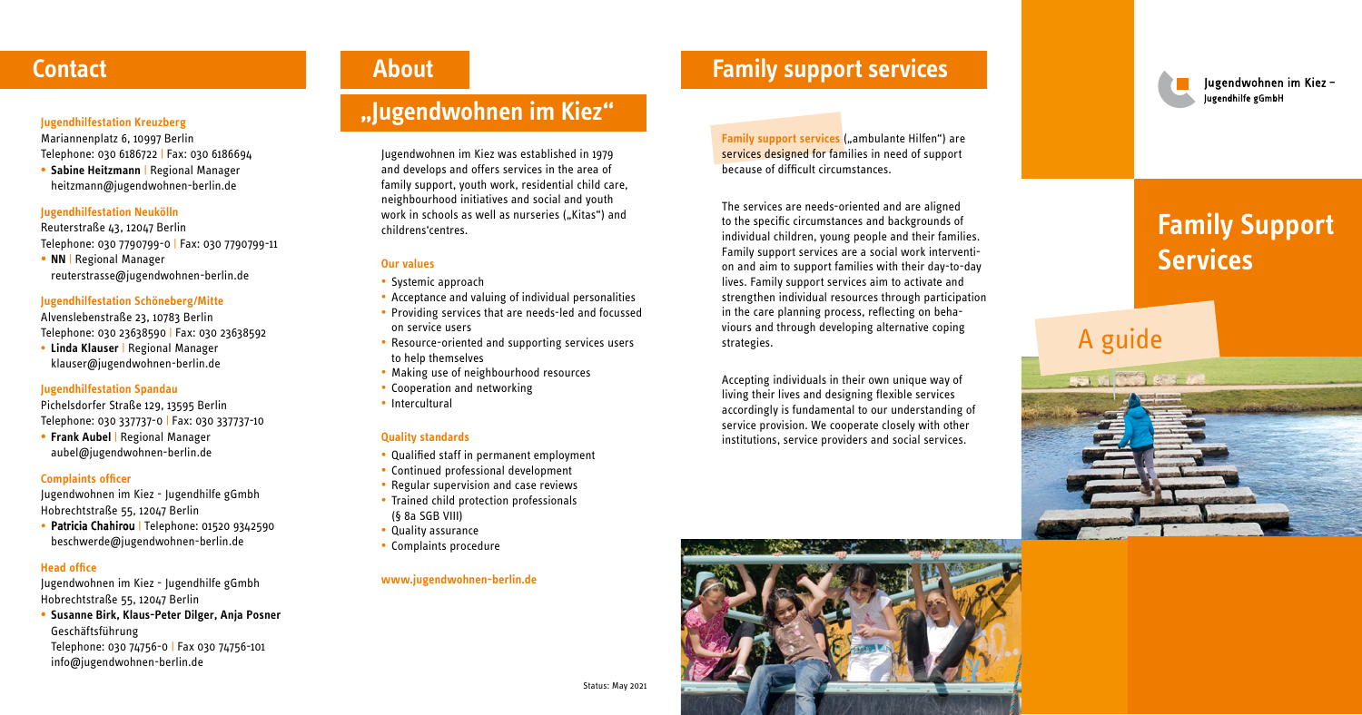## Contact

**Jugendhilfestation Kreuzberg**
Mariannenplatz 6, 10997 Berlin
Telephone: 030 6186722 | Fax: 030 6186694

- **Sabine Heitzmann** | Regional Manager
  heitzmann@jugendwohnen-berlin.de

**Jugendhilfestation Neukölln**
Reuterstraße 43, 12047 Berlin
Telephone: 030 7790799-0 | Fax: 030 7790799-11

- **NN** | Regional Manager
  reuterstrasse@jugendwohnen-berlin.de

**Jugendhilfestation Schöneberg/Mitte**
Alvenslebenstraße 23, 10783 Berlin
Telephone: 030 23638590 | Fax: 030 23638592

- **Linda Klauser** | Regional Manager
  klauser@jugendwohnen-berlin.de

**Jugendhilfestation Spandau**
Pichelsdorfer Straße 129, 13595 Berlin
Telephone: 030 337737-0 | Fax: 030 337737-10

- **Frank Aubel** | Regional Manager
  aubel@jugendwohnen-berlin.de

**Complaints officer**
Jugendwohnen im Kiez - Jugendhilfe gGmbh
Hobrechtstraße 55, 12047 Berlin

- **Patricia Chahirou** | Telephone: 01520 9342590
  beschwerde@jugendwohnen-berlin.de

**Head office**
Jugendwohnen im Kiez - Jugendhilfe gGmbh
Hobrechtstraße 55, 12047 Berlin

- **Susanne Birk, Klaus-Peter Dilger, Anja Posner**
  Geschäftsführung
  Telephone: 030 74756-0 | Fax 030 74756-101
  info@jugendwohnen-berlin.de

## About

## „Jugendwohnen im Kiez"

Jugendwohnen im Kiez was established in 1979 and develops and offers services in the area of family support, youth work, residential child care, neighbourhood initiatives and social and youth work in schools as well as nurseries („Kitas") and childrens'centres.

**Our values**

- Systemic approach
- Acceptance and valuing of individual personalities
- Providing services that are needs-led and focussed on service users
- Resource-oriented and supporting services users to help themselves
- Making use of neighbourhood resources
- Cooperation and networking
- Intercultural

**Quality standards**

- Qualified staff in permanent employment
- Continued professional development
- Regular supervision and case reviews
- Trained child protection professionals (§ 8a SGB VIII)
- Quality assurance
- Complaints procedure

**www.jugendwohnen-berlin.de**

## Family support services

**Family support services** („ambulante Hilfen") are services designed for families in need of support because of difficult circumstances.

The services are needs-oriented and are aligned to the specific circumstances and backgrounds of individual children, young people and their families. Family support services are a social work intervention and aim to support families with their day-to-day lives. Family support services aim to activate and strengthen individual resources through participation in the care planning process, reflecting on behaviours and through developing alternative coping strategies.

Accepting individuals in their own unique way of living their lives and designing flexible services accordingly is fundamental to our understanding of service provision. We cooperate closely with other institutions, service providers and social services.

Status: May 2021

Jugendwohnen im Kiez – Jugendhilfe gGmbH

# Family Support Services

A guide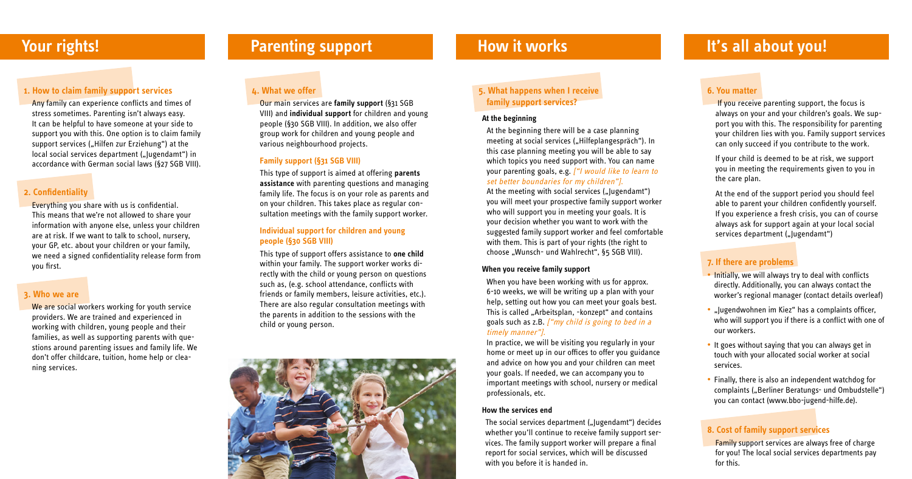# Your rights!

## 1. How to claim family support services

Any family can experience conflicts and times of stress sometimes. Parenting isn't always easy. It can be helpful to have someone at your side to support you with this. One option is to claim family support services („Hilfen zur Erziehung") at the local social services department („Jugendamt") in accordance with German social laws (§27 SGB VIII).

## 2. Confidentiality

Everything you share with us is confidential. This means that we're not allowed to share your information with anyone else, unless your children are at risk. If we want to talk to school, nursery, your GP, etc. about your children or your family, we need a signed confidentiality release form from you first.

## 3. Who we are

We are social workers working for youth service providers. We are trained and experienced in working with children, young people and their families, as well as supporting parents with questions around parenting issues and family life. We don't offer childcare, tuition, home help or cleaning services.

# Parenting support

## 4. What we offer

Our main services are **family support** (§31 SGB VIII) and **individual support** for children and young people (§30 SGB VIII). In addition, we also offer group work for children and young people and various neighbourhood projects.

### Family support (§31 SGB VIII)

This type of support is aimed at offering **parents assistance** with parenting questions and managing family life. The focus is on your role as parents and on your children. This takes place as regular consultation meetings with the family support worker.

### Individual support for children and young people (§30 SGB VIII)

This type of support offers assistance to **one child** within your family. The support worker works directly with the child or young person on questions such as, (e.g. school attendance, conflicts with friends or family members, leisure activities, etc.). There are also regular consultation meetings with the parents in addition to the sessions with the child or young person.

# How it works

## 5. What happens when I receive family support services?

### At the beginning

At the beginning there will be a case planning meeting at social services („Hilfeplangespräch"). In this case planning meeting you will be able to say which topics you need support with. You can name your parenting goals, e.g. *["I would like to learn to set better boundaries for my children"].*
At the meeting with social services („Jugendamt") you will meet your prospective family support worker who will support you in meeting your goals. It is your decision whether you want to work with the suggested family support worker and feel comfortable with them. This is part of your rights (the right to choose „Wunsch- und Wahlrecht", §5 SGB VIII).

### When you receive family support

When you have been working with us for approx. 6-10 weeks, we will be writing up a plan with your help, setting out how you can meet your goals best. This is called „Arbeitsplan, -konzept" and contains goals such as z.B. *["my child is going to bed in a timely manner"].*
In practice, we will be visiting you regularly in your home or meet up in our offices to offer you guidance and advice on how you and your children can meet your goals. If needed, we can accompany you to important meetings with school, nursery or medical professionals, etc.

### How the services end

The social services department („Jugendamt") decides whether you'll continue to receive family support services. The family support worker will prepare a final report for social services, which will be discussed with you before it is handed in.

# It's all about you!

## 6. You matter

If you receive parenting support, the focus is always on your and your children's goals. We support you with this. The responsibility for parenting your children lies with you. Family support services can only succeed if you contribute to the work.

If your child is deemed to be at risk, we support you in meeting the requirements given to you in the care plan.

At the end of the support period you should feel able to parent your children confidently yourself. If you experience a fresh crisis, you can of course always ask for support again at your local social services department („Jugendamt")

## 7. If there are problems

- Initially, we will always try to deal with conflicts directly. Additionally, you can always contact the worker's regional manager (contact details overleaf)
- „Jugendwohnen im Kiez" has a complaints officer, who will support you if there is a conflict with one of our workers.
- It goes without saying that you can always get in touch with your allocated social worker at social services.
- Finally, there is also an independent watchdog for complaints („Berliner Beratungs- und Ombudstelle") you can contact (www.bbo-jugend-hilfe.de).

## 8. Cost of family support services

Family support services are always free of charge for you! The local social services departments pay for this.